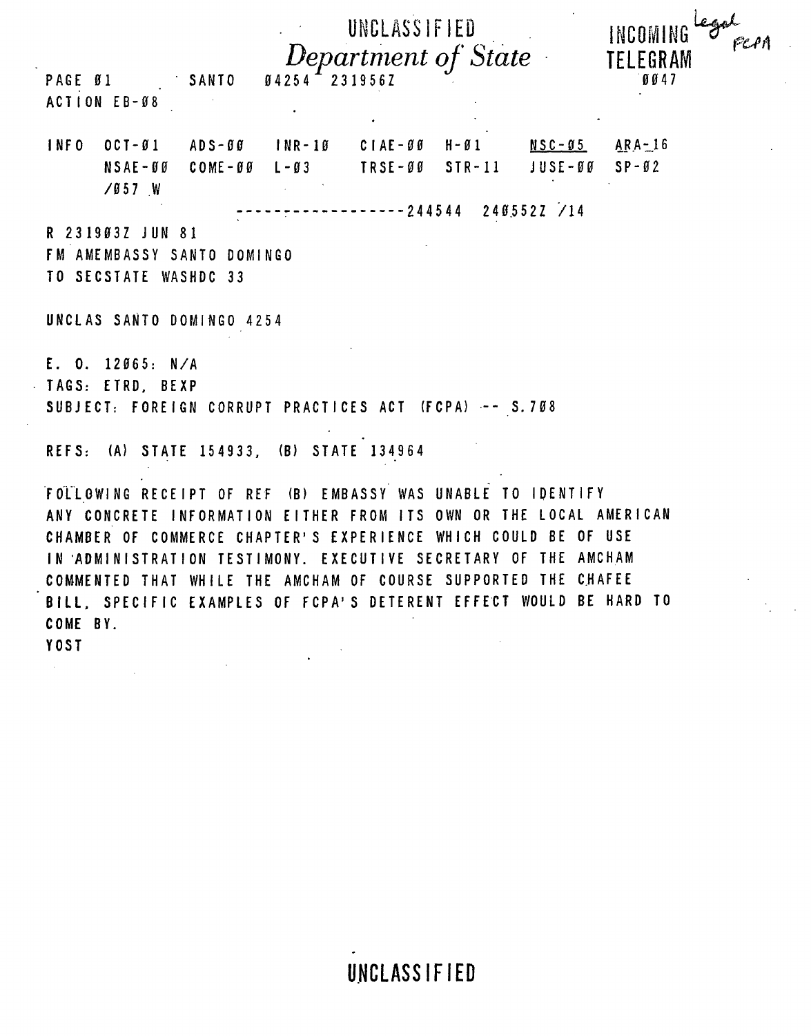UNCLASSIFIED

*Department of State*

INCOMING TELEGRAM

Legal FCPA

PAGE 01 SANTO 04254 231956Z 0047

ACTION EB-08

| INFO | OCT-01 | ADS-00 | INR-10 | CIAE-00 | H-01 | NSC-05 | ARA-16 |
|---|---|---|---|---|---|---|---|
| | NSAE-00 | COME-00 | L-03 | TRSE-00 | STR-11 | JUSE-00 | SP-02 |
| | /057 W | | | | | | |

------------------244544 240552Z /14

R 231903Z JUN 81

FM AMEMBASSY SANTO DOMINGO

TO SECSTATE WASHDC 33

UNCLAS SANTO DOMINGO 4254

E. O. 12065: N/A

TAGS: ETRD, BEXP

SUBJECT: FOREIGN CORRUPT PRACTICES ACT (FCPA) -- S.708

REFS: (A) STATE 154933, (B) STATE 134964

FOLLOWING RECEIPT OF REF (B) EMBASSY WAS UNABLE TO IDENTIFY ANY CONCRETE INFORMATION EITHER FROM ITS OWN OR THE LOCAL AMERICAN CHAMBER OF COMMERCE CHAPTER'S EXPERIENCE WHICH COULD BE OF USE IN ADMINISTRATION TESTIMONY. EXECUTIVE SECRETARY OF THE AMCHAM COMMENTED THAT WHILE THE AMCHAM OF COURSE SUPPORTED THE CHAFEE BILL, SPECIFIC EXAMPLES OF FCPA'S DETERENT EFFECT WOULD BE HARD TO COME BY.

YOST

UNCLASSIFIED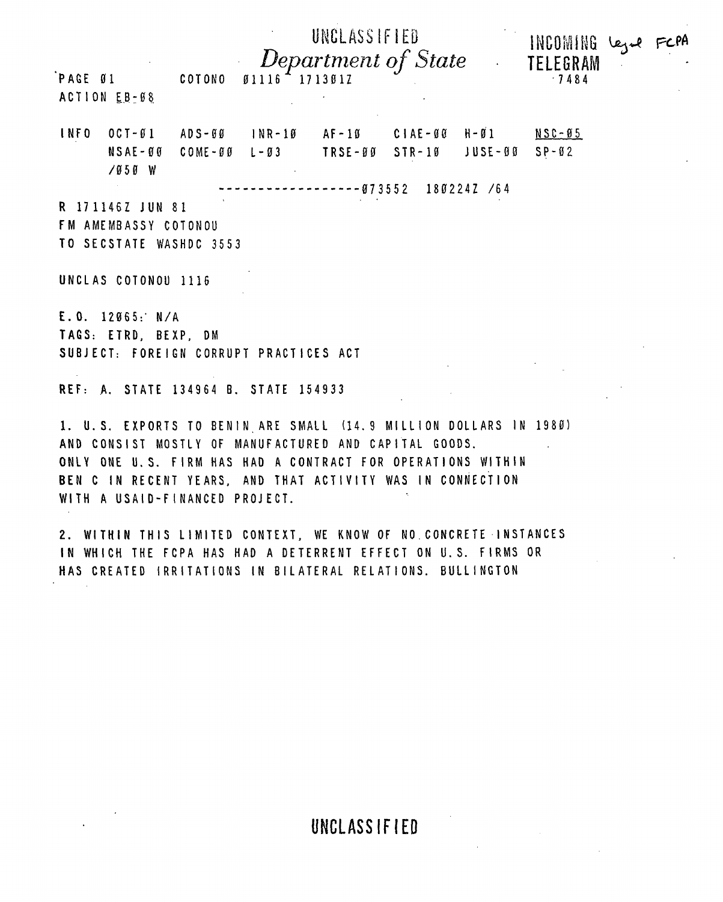UNCLASSIFIED

*Department of State*

INCOMING TELEGRAM — Legal FCPA

7484

PAGE 01 COTONO 01116 171301Z

ACTION EB-08

INFO OCT-01 ADS-00 INR-10 AF-10 CIAE-00 H-01 NSC-05
NSAE-00 COME-00 L-03 TRSE-00 STR-10 JUSE-00 SP-02
/050 W

------------------073552 180224Z /64

R 171146Z JUN 81
FM AMEMBASSY COTONOU
TO SECSTATE WASHDC 3553

UNCLAS COTONOU 1116

E.O. 12065: N/A
TAGS: ETRD, BEXP, DM
SUBJECT: FOREIGN CORRUPT PRACTICES ACT

REF: A. STATE 134964 B. STATE 154933

1. U.S. EXPORTS TO BENIN ARE SMALL (14.9 MILLION DOLLARS IN 1980) AND CONSIST MOSTLY OF MANUFACTURED AND CAPITAL GOODS. ONLY ONE U.S. FIRM HAS HAD A CONTRACT FOR OPERATIONS WITHIN BEN C IN RECENT YEARS, AND THAT ACTIVITY WAS IN CONNECTION WITH A USAID-FINANCED PROJECT.

2. WITHIN THIS LIMITED CONTEXT, WE KNOW OF NO CONCRETE INSTANCES IN WHICH THE FCPA HAS HAD A DETERRENT EFFECT ON U.S. FIRMS OR HAS CREATED IRRITATIONS IN BILATERAL RELATIONS. BULLINGTON

UNCLASSIFIED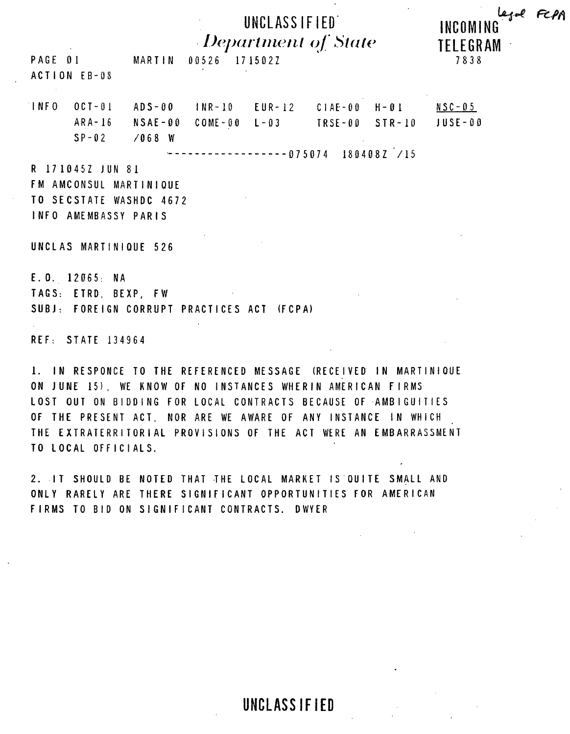Legal FCPA

UNCLASSIFIED

*Department of State*

INCOMING TELEGRAM

PAGE 01 MARTIN 00526 171502Z 7838

ACTION EB-08

INFO OCT-01 ADS-00 INR-10 EUR-12 CIAE-00 H-01 NSC-05 ARA-16 NSAE-00 COME-00 L-03 TRSE-00 STR-10 JUSE-00 SP-02 /068 W

------------------075074 180408Z /15

R 171045Z JUN 81
FM AMCONSUL MARTINIQUE
TO SECSTATE WASHDC 4672
INFO AMEMBASSY PARIS

UNCLAS MARTINIQUE 526

E.O. 12065: NA
TAGS: ETRD, BEXP, FW
SUBJ: FOREIGN CORRUPT PRACTICES ACT (FCPA)

REF: STATE 134964

1. IN RESPONCE TO THE REFERENCED MESSAGE (RECEIVED IN MARTINIQUE ON JUNE 15), WE KNOW OF NO INSTANCES WHERIN AMERICAN FIRMS LOST OUT ON BIDDING FOR LOCAL CONTRACTS BECAUSE OF AMBIGUITIES OF THE PRESENT ACT, NOR ARE WE AWARE OF ANY INSTANCE IN WHICH THE EXTRATERRITORIAL PROVISIONS OF THE ACT WERE AN EMBARRASSMENT TO LOCAL OFFICIALS.

2. IT SHOULD BE NOTED THAT THE LOCAL MARKET IS QUITE SMALL AND ONLY RARELY ARE THERE SIGNIFICANT OPPORTUNITIES FOR AMERICAN FIRMS TO BID ON SIGNIFICANT CONTRACTS. DWYER

UNCLASSIFIED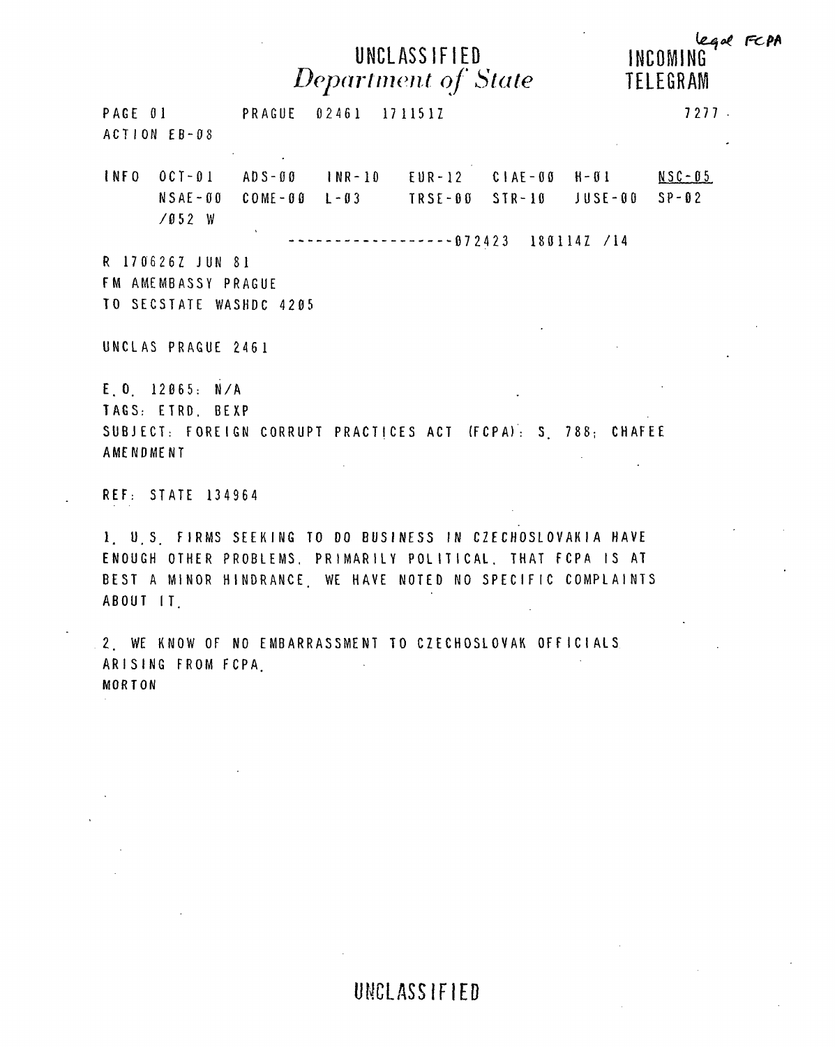legal FCPA

UNCLASSIFIED

*Department of State*

INCOMING TELEGRAM

PAGE 01 PRAGUE 02461 171151Z 7277

ACTION EB-08

INFO OCT-01 ADS-00 INR-10 EUR-12 CIAE-00 H-01 NSC-05 NSAE-00 COME-00 L-03 TRSE-00 STR-10 JUSE-00 SP-02 /052 W

------------------072423 180114Z /14

R 170626Z JUN 81

FM AMEMBASSY PRAGUE

TO SECSTATE WASHDC 4205

UNCLAS PRAGUE 2461

E.O. 12065: N/A

TAGS: ETRD, BEXP

SUBJECT: FOREIGN CORRUPT PRACTICES ACT (FCPA): S. 788; CHAFEE AMENDMENT

REF: STATE 134964

1. U.S. FIRMS SEEKING TO DO BUSINESS IN CZECHOSLOVAKIA HAVE ENOUGH OTHER PROBLEMS, PRIMARILY POLITICAL, THAT FCPA IS AT BEST A MINOR HINDRANCE. WE HAVE NOTED NO SPECIFIC COMPLAINTS ABOUT IT.

2. WE KNOW OF NO EMBARRASSMENT TO CZECHOSLOVAK OFFICIALS ARISING FROM FCPA.

MORTON

UNCLASSIFIED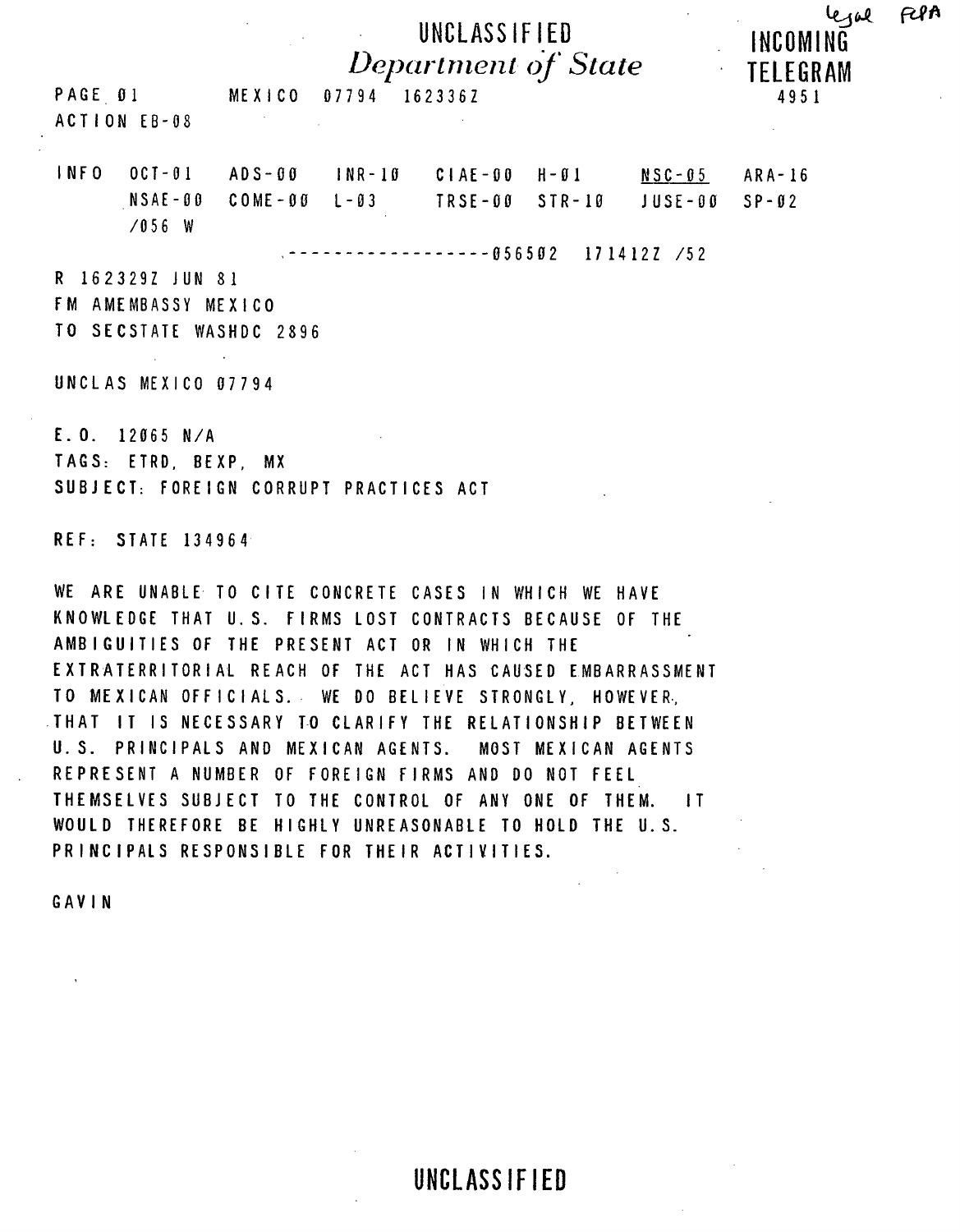UNCLASSIFIED

*Department of State*

legal FCPA

**INCOMING TELEGRAM**

4951

PAGE 01 MEXICO 07794 162336Z

ACTION EB-08

INFO OCT-01 ADS-00 INR-10 CIAE-00 H-01 NSC-05 ARA-16
NSAE-00 COME-00 L-03 TRSE-00 STR-10 JUSE-00 SP-02
/056 W

------------------056502 171412Z /52

R 162329Z JUN 81
FM AMEMBASSY MEXICO
TO SECSTATE WASHDC 2896

UNCLAS MEXICO 07794

E.O. 12065 N/A
TAGS: ETRD, BEXP, MX
SUBJECT: FOREIGN CORRUPT PRACTICES ACT

REF: STATE 134964

WE ARE UNABLE TO CITE CONCRETE CASES IN WHICH WE HAVE KNOWLEDGE THAT U.S. FIRMS LOST CONTRACTS BECAUSE OF THE AMBIGUITIES OF THE PRESENT ACT OR IN WHICH THE EXTRATERRITORIAL REACH OF THE ACT HAS CAUSED EMBARRASSMENT TO MEXICAN OFFICIALS. WE DO BELIEVE STRONGLY, HOWEVER, THAT IT IS NECESSARY TO CLARIFY THE RELATIONSHIP BETWEEN U.S. PRINCIPALS AND MEXICAN AGENTS. MOST MEXICAN AGENTS REPRESENT A NUMBER OF FOREIGN FIRMS AND DO NOT FEEL THEMSELVES SUBJECT TO THE CONTROL OF ANY ONE OF THEM. IT WOULD THEREFORE BE HIGHLY UNREASONABLE TO HOLD THE U.S. PRINCIPALS RESPONSIBLE FOR THEIR ACTIVITIES.

GAVIN

UNCLASSIFIED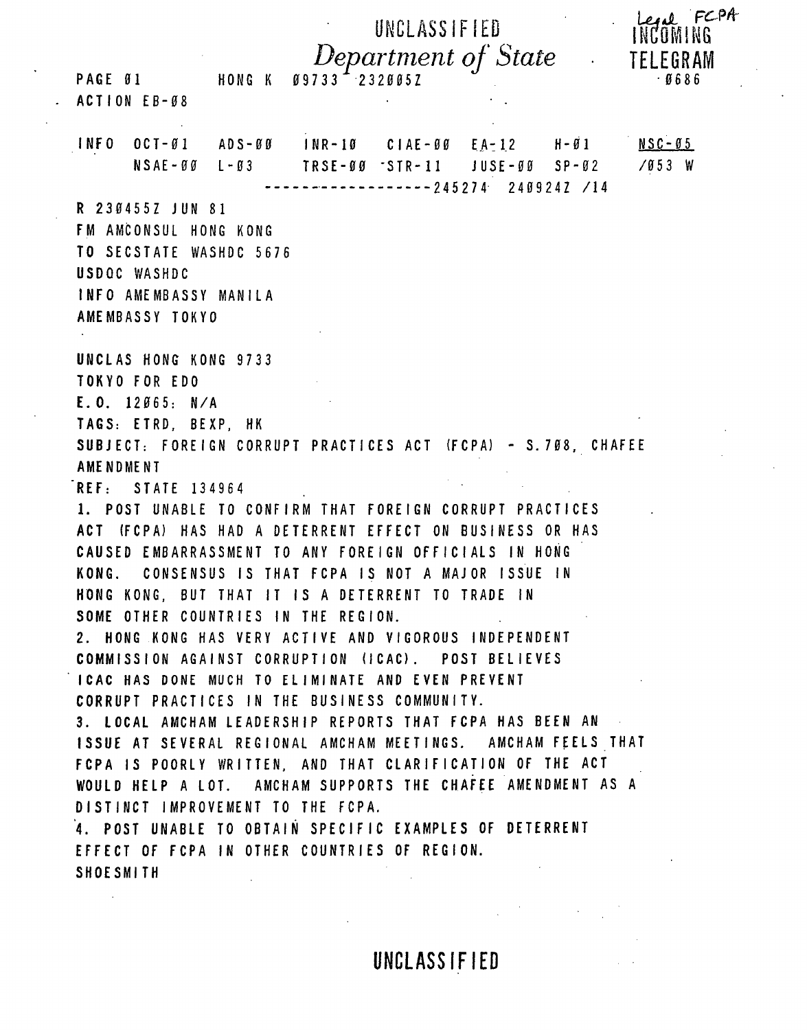UNCLASSIFIED

*Department of State*

Legal FCPA

INCOMING TELEGRAM

PAGE 01 HONG K 09733 232005Z 0686

ACTION EB-08

INFO OCT-01 ADS-00 INR-10 CIAE-00 EA-12 H-01 NSC-05
NSAE-00 L-03 TRSE-00 STR-11 JUSE-00 SP-02 /053 W
------------------245274 240924Z /14

R 230455Z JUN 81
FM AMCONSUL HONG KONG
TO SECSTATE WASHDC 5676
USDOC WASHDC
INFO AMEMBASSY MANILA
AMEMBASSY TOKYO

UNCLAS HONG KONG 9733
TOKYO FOR EDO
E.O. 12065: N/A
TAGS: ETRD, BEXP, HK
SUBJECT: FOREIGN CORRUPT PRACTICES ACT (FCPA) - S.708, CHAFEE AMENDMENT
REF: STATE 134964

1. POST UNABLE TO CONFIRM THAT FOREIGN CORRUPT PRACTICES ACT (FCPA) HAS HAD A DETERRENT EFFECT ON BUSINESS OR HAS CAUSED EMBARRASSMENT TO ANY FOREIGN OFFICIALS IN HONG KONG. CONSENSUS IS THAT FCPA IS NOT A MAJOR ISSUE IN HONG KONG, BUT THAT IT IS A DETERRENT TO TRADE IN SOME OTHER COUNTRIES IN THE REGION.
2. HONG KONG HAS VERY ACTIVE AND VIGOROUS INDEPENDENT COMMISSION AGAINST CORRUPTION (ICAC). POST BELIEVES ICAC HAS DONE MUCH TO ELIMINATE AND EVEN PREVENT CORRUPT PRACTICES IN THE BUSINESS COMMUNITY.
3. LOCAL AMCHAM LEADERSHIP REPORTS THAT FCPA HAS BEEN AN ISSUE AT SEVERAL REGIONAL AMCHAM MEETINGS. AMCHAM FEELS THAT FCPA IS POORLY WRITTEN, AND THAT CLARIFICATION OF THE ACT WOULD HELP A LOT. AMCHAM SUPPORTS THE CHAFEE AMENDMENT AS A DISTINCT IMPROVEMENT TO THE FCPA.
4. POST UNABLE TO OBTAIN SPECIFIC EXAMPLES OF DETERRENT EFFECT OF FCPA IN OTHER COUNTRIES OF REGION.
SHOESMITH

UNCLASSIFIED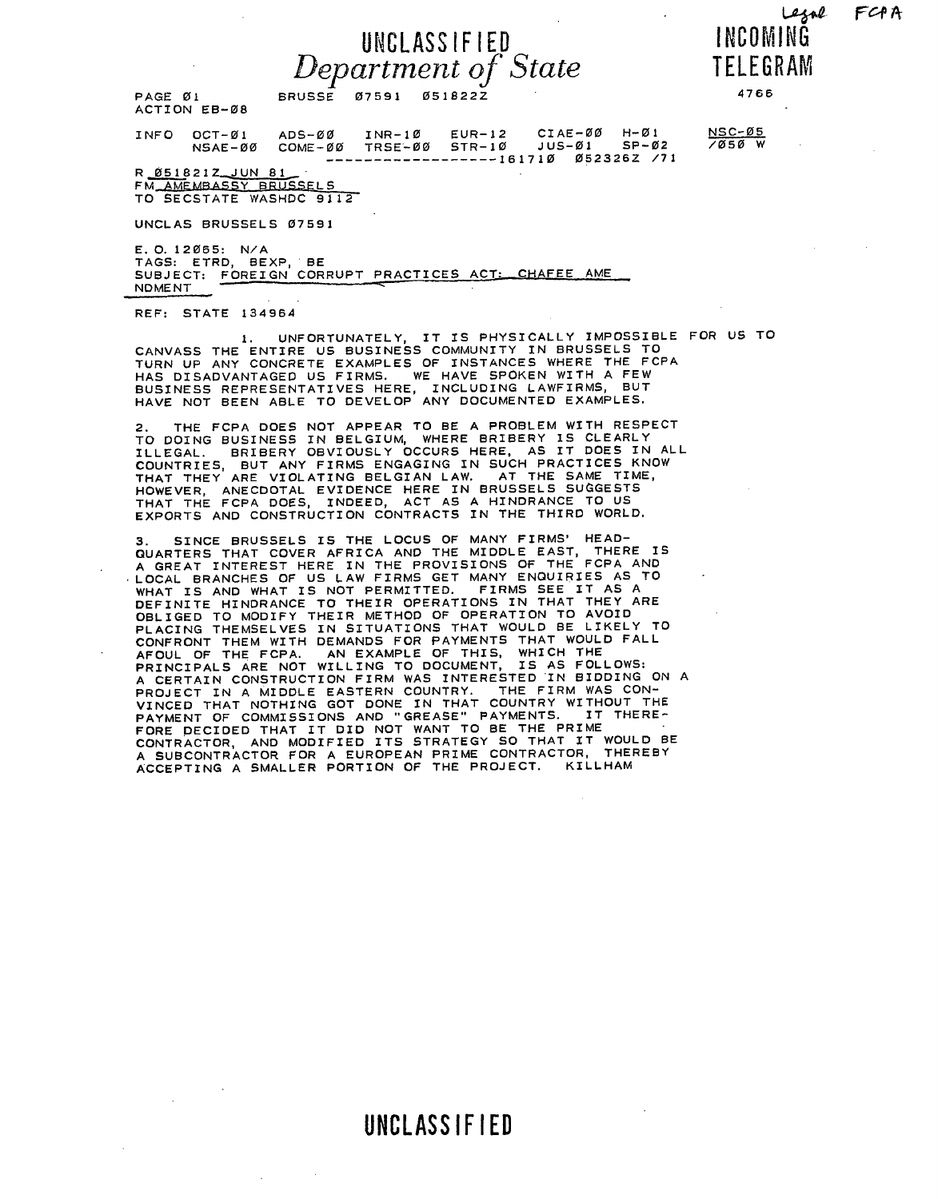Legal FCPA

UNCLASSIFIED

*Department of State*

INCOMING TELEGRAM

PAGE 01 BRUSSE 07591 051822Z 4766

ACTION EB-08

INFO OCT-01 ADS-00 INR-10 EUR-12 CIAE-00 H-01 NSC-05
NSAE-00 COME-00 TRSE-00 STR-10 JUS-01 SP-02 /050 W
------------------161710 052326Z /71

R 051821Z JUN 81
FM AMEMBASSY BRUSSELS
TO SECSTATE WASHDC 9112

UNCLAS BRUSSELS 07591

E.O. 12065: N/A
TAGS: ETRD, BEXP, BE
SUBJECT: FOREIGN CORRUPT PRACTICES ACT: CHAFEE AMENDMENT

REF: STATE 134964

1. UNFORTUNATELY, IT IS PHYSICALLY IMPOSSIBLE FOR US TO CANVASS THE ENTIRE US BUSINESS COMMUNITY IN BRUSSELS TO TURN UP ANY CONCRETE EXAMPLES OF INSTANCES WHERE THE FCPA HAS DISADVANTAGED US FIRMS. WE HAVE SPOKEN WITH A FEW BUSINESS REPRESENTATIVES HERE, INCLUDING LAWFIRMS, BUT HAVE NOT BEEN ABLE TO DEVELOP ANY DOCUMENTED EXAMPLES.

2. THE FCPA DOES NOT APPEAR TO BE A PROBLEM WITH RESPECT TO DOING BUSINESS IN BELGIUM, WHERE BRIBERY IS CLEARLY ILLEGAL. BRIBERY OBVIOUSLY OCCURS HERE, AS IT DOES IN ALL COUNTRIES, BUT ANY FIRMS ENGAGING IN SUCH PRACTICES KNOW THAT THEY ARE VIOLATING BELGIAN LAW. AT THE SAME TIME, HOWEVER, ANECDOTAL EVIDENCE HERE IN BRUSSELS SUGGESTS THAT THE FCPA DOES, INDEED, ACT AS A HINDRANCE TO US EXPORTS AND CONSTRUCTION CONTRACTS IN THE THIRD WORLD.

3. SINCE BRUSSELS IS THE LOCUS OF MANY FIRMS' HEADQUARTERS THAT COVER AFRICA AND THE MIDDLE EAST, THERE IS A GREAT INTEREST HERE IN THE PROVISIONS OF THE FCPA AND LOCAL BRANCHES OF US LAW FIRMS GET MANY ENQUIRIES AS TO WHAT IS AND WHAT IS NOT PERMITTED. FIRMS SEE IT AS A DEFINITE HINDRANCE TO THEIR OPERATIONS IN THAT THEY ARE OBLIGED TO MODIFY THEIR METHOD OF OPERATION TO AVOID PLACING THEMSELVES IN SITUATIONS THAT WOULD BE LIKELY TO CONFRONT THEM WITH DEMANDS FOR PAYMENTS THAT WOULD FALL AFOUL OF THE FCPA. AN EXAMPLE OF THIS, WHICH THE PRINCIPALS ARE NOT WILLING TO DOCUMENT, IS AS FOLLOWS: A CERTAIN CONSTRUCTION FIRM WAS INTERESTED IN BIDDING ON A PROJECT IN A MIDDLE EASTERN COUNTRY. THE FIRM WAS CONVINCED THAT NOTHING GOT DONE IN THAT COUNTRY WITHOUT THE PAYMENT OF COMMISSIONS AND "GREASE" PAYMENTS. IT THEREFORE DECIDED THAT IT DID NOT WANT TO BE THE PRIME CONTRACTOR, AND MODIFIED ITS STRATEGY SO THAT IT WOULD BE A SUBCONTRACTOR FOR A EUROPEAN PRIME CONTRACTOR, THEREBY ACCEPTING A SMALLER PORTION OF THE PROJECT. KILLHAM

UNCLASSIFIED